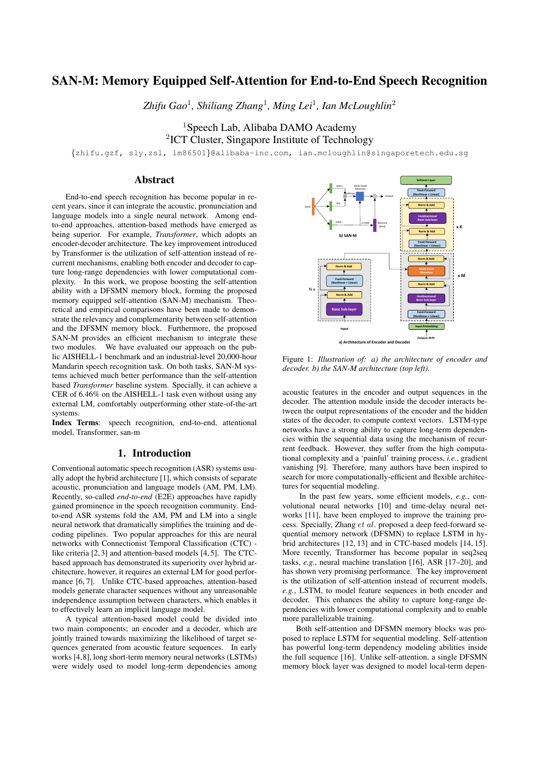# SAN-M: Memory Equipped Self-Attention for End-to-End Speech Recognition

*Zhifu Gao*[1], *Shiliang Zhang*[1], *Ming Lei*[1], *Ian McLoughlin*[2]

[1]Speech Lab, Alibaba DAMO Academy
[2]ICT Cluster, Singapore Institute of Technology

{zhifu.gzf, sly.zsl, lm86501}@alibaba-inc.com, ian.mcloughlin@singaporetech.edu.sg

## Abstract

End-to-end speech recognition has become popular in recent years, since it can integrate the acoustic, pronunciation and language models into a single neural network. Among end-to-end approaches, attention-based methods have emerged as being superior. For example, *Transformer*, which adopts an encoder-decoder architecture. The key improvement introduced by Transformer is the utilization of self-attention instead of recurrent mechanisms, enabling both encoder and decoder to capture long-range dependencies with lower computational complexity. In this work, we propose boosting the self-attention ability with a DFSMN memory block, forming the proposed memory equipped self-attention (SAN-M) mechanism. Theoretical and empirical comparisons have been made to demonstrate the relevancy and complementarity between self-attention and the DFSMN memory block. Furthermore, the proposed SAN-M provides an efficient mechanism to integrate these two modules. We have evaluated our approach on the public AISHELL-1 benchmark and an industrial-level 20,000-hour Mandarin speech recognition task. On both tasks, SAN-M systems achieved much better performance than the self-attention based *Transformer* baseline system. Specially, it can achieve a CER of 6.46% on the AISHELL-1 task even without using any external LM, comfortably outperforming other state-of-the-art systems.

**Index Terms**: speech recognition, end-to-end, attentional model, Transformer, san-m

Figure 1: *Illustration of: a) the architecture of encoder and decoder. b) the SAN-M architecture (top left).*

## 1. Introduction

Conventional automatic speech recognition (ASR) systems usually adopt the hybrid architecture [1], which consists of separate acoustic, pronunciation and language models (AM, PM, LM). Recently, so-called *end-to-end* (E2E) approaches have rapidly gained prominence in the speech recognition community. End-to-end ASR systems fold the AM, PM and LM into a single neural network that dramatically simplifies the training and decoding pipelines. Two popular approaches for this are neural networks with Connectionist Temporal Classification (CTC) -like criteria [2, 3] and attention-based models [4, 5]. The CTC-based approach has demonstrated its superiority over hybrid architecture, however, it requires an external LM for good performance [6, 7]. Unlike CTC-based approaches, attention-based models generate character sequences without any unreasonable independence assumption between characters, which enables it to effectively learn an implicit language model.

A typical attention-based model could be divided into two main components; an encoder and a decoder, which are jointly trained towards maximizing the likelihood of target sequences generated from acoustic feature sequences. In early works [4, 8], long short-term memory neural networks (LSTMs) were widely used to model long-term dependencies among acoustic features in the encoder and output sequences in the decoder. The attention module inside the decoder interacts between the output representations of the encoder and the hidden states of the decoder, to compute context vectors. LSTM-type networks have a strong ability to capture long-range dependencies within the sequential data using the mechanism of recurrent feedback. However, they suffer from the high computational complexity and a 'painful' training process, *i.e.*, gradient vanishing [9]. Therefore, many authors have been inspired to search for more computationally-efficient and flexible architectures for sequential modeling.

In the past few years, some efficient models, *e.g.*, convolutional neural networks [10] and time-delay neural networks [11], have been employed to improve the training process. Specially, Zhang *et al*. proposed a deep feed-forward sequential memory network (DFSMN) to replace LSTM in hybrid architectures [12, 13] and in CTC-based models [14, 15]. More recently, Transformer has become popular in seq2seq tasks, *e.g.*, neural machine translation [16], ASR [17–20], and has shown very promising performance. The key improvement is the utilization of self-attention instead of recurrent models, *e.g.*, LSTM, to model feature sequences in both encoder and decoder. This enhances the ability to capture long-range dependencies with lower computational complexity and to enable more parallelizable training.

Both self-attention and DFSMN memory blocks was proposed to replace LSTM for sequential modeling. Self-attention has powerful long-term dependency modeling abilities inside the full sequence [16]. Unlike self-attention, a single DFSMN memory block layer was designed to model local-term depen-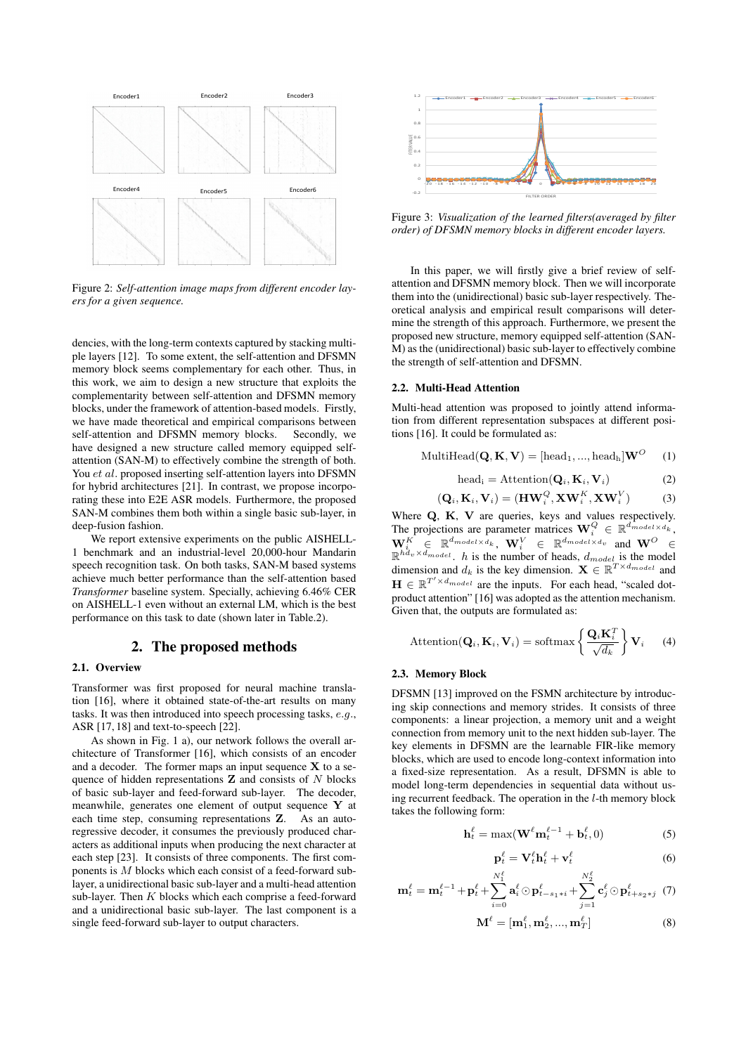Figure 2: *Self-attention image maps from different encoder layers for a given sequence.*

dencies, with the long-term contexts captured by stacking multiple layers [12]. To some extent, the self-attention and DFSMN memory block seems complementary for each other. Thus, in this work, we aim to design a new structure that exploits the complementarity between self-attention and DFSMN memory blocks, under the framework of attention-based models. Firstly, we have made theoretical and empirical comparisons between self-attention and DFSMN memory blocks. Secondly, we have designed a new structure called memory equipped self-attention (SAN-M) to effectively combine the strength of both. You *et al.* proposed inserting self-attention layers into DFSMN for hybrid architectures [21]. In contrast, we propose incorporating these into E2E ASR models. Furthermore, the proposed SAN-M combines them both within a single basic sub-layer, in deep-fusion fashion.

We report extensive experiments on the public AISHELL-1 benchmark and an industrial-level 20,000-hour Mandarin speech recognition task. On both tasks, SAN-M based systems achieve much better performance than the self-attention based *Transformer* baseline system. Specially, achieving 6.46% CER on AISHELL-1 even without an external LM, which is the best performance on this task to date (shown later in Table.2).

# 2. The proposed methods

## 2.1. Overview

Transformer was first proposed for neural machine translation [16], where it obtained state-of-the-art results on many tasks. It was then introduced into speech processing tasks, *e.g.*, ASR [17, 18] and text-to-speech [22].

As shown in Fig. 1 a), our network follows the overall architecture of Transformer [16], which consists of an encoder and a decoder. The former maps an input sequence $\mathbf{X}$ to a sequence of hidden representations $\mathbf{Z}$ and consists of $N$ blocks of basic sub-layer and feed-forward sub-layer. The decoder, meanwhile, generates one element of output sequence $\mathbf{Y}$ at each time step, consuming representations $\mathbf{Z}$. As an auto-regressive decoder, it consumes the previously produced characters as additional inputs when producing the next character at each step [23]. It consists of three components. The first components is $M$ blocks which each consist of a feed-forward sub-layer, a unidirectional basic sub-layer and a multi-head attention sub-layer. Then $K$ blocks which each comprise a feed-forward and a unidirectional basic sub-layer. The last component is a single feed-forward sub-layer to output characters.

Figure 3: *Visualization of the learned filters(averaged by filter order) of DFSMN memory blocks in different encoder layers.*

In this paper, we will firstly give a brief review of self-attention and DFSMN memory block. Then we will incorporate them into the (unidirectional) basic sub-layer respectively. Theoretical analysis and empirical result comparisons will determine the strength of this approach. Furthermore, we present the proposed new structure, memory equipped self-attention (SAN-M) as the (unidirectional) basic sub-layer to effectively combine the strength of self-attention and DFSMN.

## 2.2. Multi-Head Attention

Multi-head attention was proposed to jointly attend information from different representation subspaces at different positions [16]. It could be formulated as:

$$\text{MultiHead}(\mathbf{Q}, \mathbf{K}, \mathbf{V}) = [\text{head}_1, ..., \text{head}_\text{h}]\mathbf{W}^O \quad (1)$$

$$\text{head}_\text{i} = \text{Attention}(\mathbf{Q}_i, \mathbf{K}_i, \mathbf{V}_i) \quad (2)$$

$$(\mathbf{Q}_i, \mathbf{K}_i, \mathbf{V}_i) = (\mathbf{H}\mathbf{W}_i^Q, \mathbf{X}\mathbf{W}_i^K, \mathbf{X}\mathbf{W}_i^V) \quad (3)$$

Where $\mathbf{Q}$, $\mathbf{K}$, $\mathbf{V}$ are queries, keys and values respectively. The projections are parameter matrices $\mathbf{W}_i^Q \in \mathbb{R}^{d_{model} \times d_k}$, $\mathbf{W}_i^K \in \mathbb{R}^{d_{model} \times d_k}$, $\mathbf{W}_i^V \in \mathbb{R}^{d_{model} \times d_v}$ and $\mathbf{W}^O \in \mathbb{R}^{hd_v \times d_{model}}$. $h$ is the number of heads, $d_{model}$ is the model dimension and $d_k$ is the key dimension. $\mathbf{X} \in \mathbb{R}^{T \times d_{model}}$ and $\mathbf{H} \in \mathbb{R}^{T' \times d_{model}}$ are the inputs. For each head, "scaled dot-product attention" [16] was adopted as the attention mechanism. Given that, the outputs are formulated as:

$$\text{Attention}(\mathbf{Q}_i, \mathbf{K}_i, \mathbf{V}_i) = \text{softmax}\left\{\frac{\mathbf{Q}_i\mathbf{K}_i^T}{\sqrt{d_k}}\right\}\mathbf{V}_i \quad (4)$$

## 2.3. Memory Block

DFSMN [13] improved on the FSMN architecture by introducing skip connections and memory strides. It consists of three components: a linear projection, a memory unit and a weight connection from memory unit to the next hidden sub-layer. The key elements in DFSMN are the learnable FIR-like memory blocks, which are used to encode long-context information into a fixed-size representation. As a result, DFSMN is able to model long-term dependencies in sequential data without using recurrent feedback. The operation in the $l$-th memory block takes the following form:

$$\mathbf{h}_t^\ell = \max(\mathbf{W}^\ell \mathbf{m}_t^{\ell-1} + \mathbf{b}_t^\ell, 0) \quad (5)$$

$$\mathbf{p}_t^\ell = \mathbf{V}_t^\ell \mathbf{h}_t^\ell + \mathbf{v}_t^\ell \quad (6)$$

$$\mathbf{m}_t^\ell = \mathbf{m}_t^{\ell-1} + \mathbf{p}_t^\ell + \sum_{i=0}^{N_1^\ell} \mathbf{a}_i^\ell \odot \mathbf{p}_{t-s_1*i}^\ell + \sum_{j=1}^{N_2^\ell} \mathbf{c}_j^\ell \odot \mathbf{p}_{t+s_2*j}^\ell \quad (7)$$

$$\mathbf{M}^\ell = [\mathbf{m}_1^\ell, \mathbf{m}_2^\ell, ..., \mathbf{m}_T^\ell] \quad (8)$$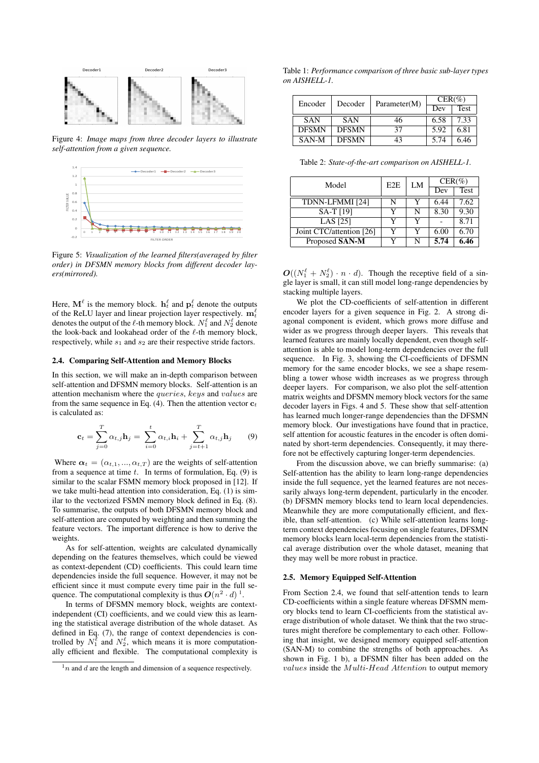Figure 4: *Image maps from three decoder layers to illustrate self-attention from a given sequence.*

Figure 5: *Visualization of the learned filters(averaged by filter order) in DFSMN memory blocks from different decoder layers(mirrored).*

Here, $\mathbf{M}^\ell$ is the memory block. $\mathbf{h}_t^\ell$ and $\mathbf{p}_t^\ell$ denote the outputs of the ReLU layer and linear projection layer respectively. $\mathbf{m}_t^\ell$ denotes the output of the $\ell$-th memory block. $N_1^\ell$ and $N_2^\ell$ denote the look-back and lookahead order of the $\ell$-th memory block, respectively, while $s_1$ and $s_2$ are their respective stride factors.

### 2.4. Comparing Self-Attention and Memory Blocks

In this section, we will make an in-depth comparison between self-attention and DFSMN memory blocks. Self-attention is an attention mechanism where the $queries$, $keys$ and $values$ are from the same sequence in Eq. (4). Then the attention vector $\mathbf{c}_t$ is calculated as:

$$\mathbf{c}_t = \sum_{j=0}^{T} \alpha_{t,j}\mathbf{h}_j = \sum_{i=0}^{t} \alpha_{t,i}\mathbf{h}_i + \sum_{j=t+1}^{T} \alpha_{t,j}\mathbf{h}_j \qquad (9)$$

Where $\boldsymbol{\alpha}_t = (\alpha_{t,1}, ..., \alpha_{t,T})$ are the weights of self-attention from a sequence at time $t$. In terms of formulation, Eq. (9) is similar to the scalar FSMN memory block proposed in [12]. If we take multi-head attention into consideration, Eq. (1) is similar to the vectorized FSMN memory block defined in Eq. (8). To summarise, the outputs of both DFSMN memory block and self-attention are computed by weighting and then summing the feature vectors. The important difference is how to derive the weights.

As for self-attention, weights are calculated dynamically depending on the features themselves, which could be viewed as context-dependent (CD) coefficients. This could learn time dependencies inside the full sequence. However, it may not be efficient since it must compute every time pair in the full sequence. The computational complexity is thus $\boldsymbol{O}(n^2 \cdot d)$ [1].

In terms of DFSMN memory block, weights are context-independent (CI) coefficients, and we could view this as learning the statistical average distribution of the whole dataset. As defined in Eq. (7), the range of context dependencies is controlled by $N_1^\ell$ and $N_2^\ell$, which means it is more computationally efficient and flexible. The computational complexity is $\boldsymbol{O}((N_1^\ell + N_2^\ell) \cdot n \cdot d)$. Though the receptive field of a single layer is small, it can still model long-range dependencies by stacking multiple layers.

We plot the CD-coefficients of self-attention in different encoder layers for a given sequence in Fig. 2. A strong diagonal component is evident, which grows more diffuse and wider as we progress through deeper layers. This reveals that learned features are mainly locally dependent, even though self-attention is able to model long-term dependencies over the full sequence. In Fig. 3, showing the CI-coefficients of DFSMN memory for the same encoder blocks, we see a shape resembling a tower whose width increases as we progress through deeper layers. For comparison, we also plot the self-attention matrix weights and DFSMN memory block vectors for the same decoder layers in Figs. 4 and 5. These show that self-attention has learned much longer-range dependencies than the DFSMN memory block. Our investigations have found that in practice, self attention for acoustic features in the encoder is often dominated by short-term dependencies. Consequently, it may therefore not be effectively capturing longer-term dependencies.

From the discussion above, we can briefly summarise: (a) Self-attention has the ability to learn long-range dependencies inside the full sequence, yet the learned features are not necessarily always long-term dependent, particularly in the encoder. (b) DFSMN memory blocks tend to learn local dependencies. Meanwhile they are more computationally efficient, and flexible, than self-attention. (c) While self-attention learns long-term context dependencies focusing on single features, DFSMN memory blocks learn local-term dependencies from the statistical average distribution over the whole dataset, meaning that they may well be more robust in practice.

[1] $n$ and $d$ are the length and dimension of a sequence respectively.

Table 1: *Performance comparison of three basic sub-layer types on AISHELL-1.*

| Encoder | Decoder | Parameter(M) | CER(%) | |
|---|---|---|---|---|
| | | | Dev | Test |
| SAN | SAN | 46 | 6.58 | 7.33 |
| DFSMN | DFSMN | 37 | 5.92 | 6.81 |
| SAN-M | DFSMN | 43 | 5.74 | 6.46 |

Table 2: *State-of-the-art comparison on AISHELL-1.*

| Model | E2E | LM | CER(%) | |
|---|---|---|---|---|
| | | | Dev | Test |
| TDNN-LFMMI [24] | N | Y | 6.44 | 7.62 |
| SA-T [19] | Y | N | 8.30 | 9.30 |
| LAS [25] | Y | Y | - | 8.71 |
| Joint CTC/attention [26] | Y | Y | 6.00 | 6.70 |
| Proposed **SAN-M** | Y | N | **5.74** | **6.46** |

### 2.5. Memory Equipped Self-Attention

From Section 2.4, we found that self-attention tends to learn CD-coefficients within a single feature whereas DFSMN memory blocks tend to learn CI-coefficients from the statistical average distribution of whole dataset. We think that the two structures might therefore be complementary to each other. Following that insight, we designed memory equipped self-attention (SAN-M) to combine the strengths of both approaches. As shown in Fig. 1 b), a DFSMN filter has been added on the $values$ inside the $Multi\text{-}Head\ Attention$ to output memory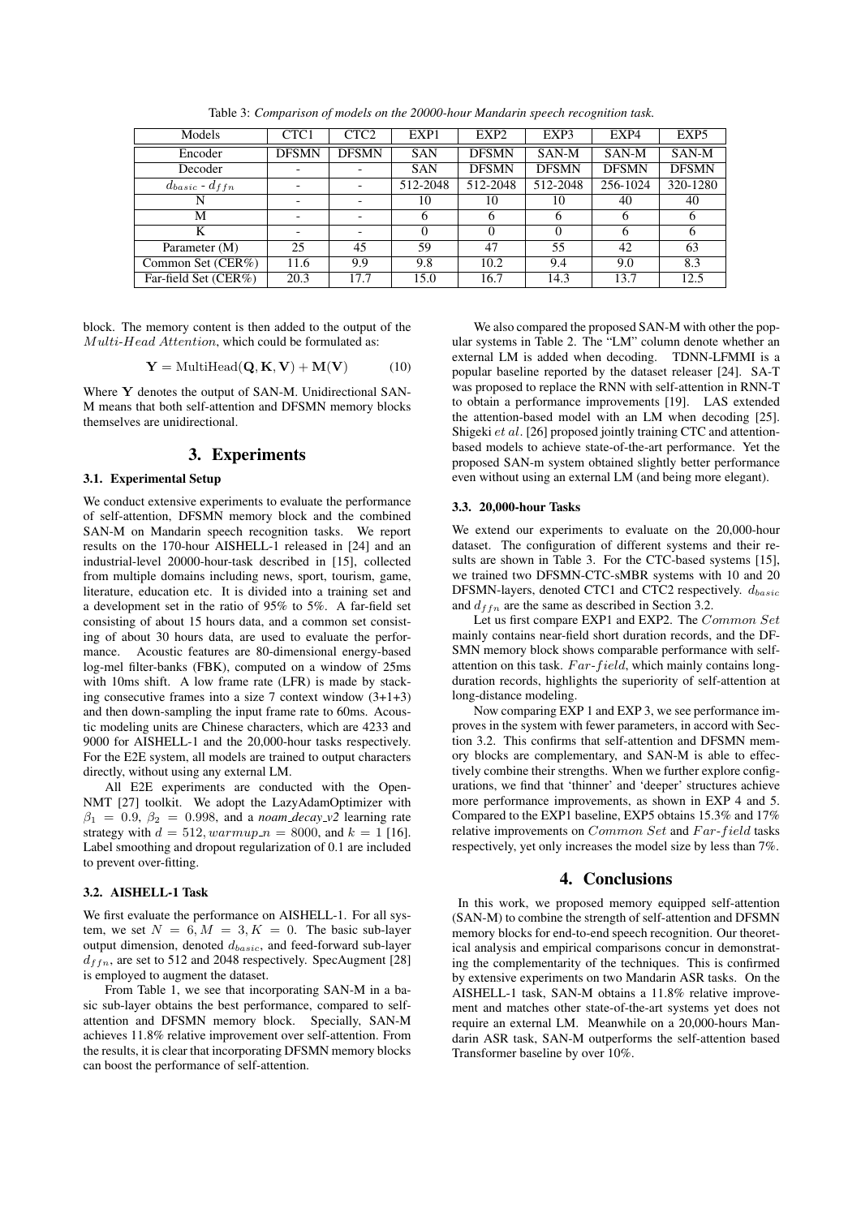Table 3: *Comparison of models on the 20000-hour Mandarin speech recognition task.*

| Models | CTC1 | CTC2 | EXP1 | EXP2 | EXP3 | EXP4 | EXP5 |
|---|---|---|---|---|---|---|---|
| Encoder | DFSMN | DFSMN | SAN | DFSMN | SAN-M | SAN-M | SAN-M |
| Decoder | - | - | SAN | DFSMN | DFSMN | DFSMN | DFSMN |
| $d_{basic}$ - $d_{ffn}$ | - | - | 512-2048 | 512-2048 | 512-2048 | 256-1024 | 320-1280 |
| N | - | - | 10 | 10 | 10 | 40 | 40 |
| M | - | - | 6 | 6 | 6 | 6 | 6 |
| K | - | - | 0 | 0 | 0 | 6 | 6 |
| Parameter (M) | 25 | 45 | 59 | 47 | 55 | 42 | 63 |
| Common Set (CER%) | 11.6 | 9.9 | 9.8 | 10.2 | 9.4 | 9.0 | 8.3 |
| Far-field Set (CER%) | 20.3 | 17.7 | 15.0 | 16.7 | 14.3 | 13.7 | 12.5 |

block. The memory content is then added to the output of the $Multi\text{-}Head\ Attention$, which could be formulated as:

$$\mathbf{Y} = \mathrm{MultiHead}(\mathbf{Q}, \mathbf{K}, \mathbf{V}) + \mathbf{M}(\mathbf{V}) \tag{10}$$

Where $\mathbf{Y}$ denotes the output of SAN-M. Unidirectional SAN-M means that both self-attention and DFSMN memory blocks themselves are unidirectional.

## 3. Experiments

### 3.1. Experimental Setup

We conduct extensive experiments to evaluate the performance of self-attention, DFSMN memory block and the combined SAN-M on Mandarin speech recognition tasks. We report results on the 170-hour AISHELL-1 released in [24] and an industrial-level 20000-hour-task described in [15], collected from multiple domains including news, sport, tourism, game, literature, education etc. It is divided into a training set and a development set in the ratio of 95% to 5%. A far-field set consisting of about 15 hours data, and a common set consisting of about 30 hours data, are used to evaluate the performance. Acoustic features are 80-dimensional energy-based log-mel filter-banks (FBK), computed on a window of 25ms with 10ms shift. A low frame rate (LFR) is made by stacking consecutive frames into a size 7 context window (3+1+3) and then down-sampling the input frame rate to 60ms. Acoustic modeling units are Chinese characters, which are 4233 and 9000 for AISHELL-1 and the 20,000-hour tasks respectively. For the E2E system, all models are trained to output characters directly, without using any external LM.

All E2E experiments are conducted with the Open-NMT [27] toolkit. We adopt the LazyAdamOptimizer with $\beta_1 = 0.9$, $\beta_2 = 0.998$, and a *noam_decay_v2* learning rate strategy with $d = 512, warmup\_n = 8000$, and $k = 1$ [16]. Label smoothing and dropout regularization of 0.1 are included to prevent over-fitting.

### 3.2. AISHELL-1 Task

We first evaluate the performance on AISHELL-1. For all system, we set $N = 6, M = 3, K = 0$. The basic sub-layer output dimension, denoted $d_{basic}$, and feed-forward sub-layer $d_{ffn}$, are set to 512 and 2048 respectively. SpecAugment [28] is employed to augment the dataset.

From Table 1, we see that incorporating SAN-M in a basic sub-layer obtains the best performance, compared to self-attention and DFSMN memory block. Specially, SAN-M achieves 11.8% relative improvement over self-attention. From the results, it is clear that incorporating DFSMN memory blocks can boost the performance of self-attention.

We also compared the proposed SAN-M with other the popular systems in Table 2. The "LM" column denote whether an external LM is added when decoding. TDNN-LFMMI is a popular baseline reported by the dataset releaser [24]. SA-T was proposed to replace the RNN with self-attention in RNN-T to obtain a performance improvements [19]. LAS extended the attention-based model with an LM when decoding [25]. Shigeki *et al.* [26] proposed jointly training CTC and attention-based models to achieve state-of-the-art performance. Yet the proposed SAN-m system obtained slightly better performance even without using an external LM (and being more elegant).

### 3.3. 20,000-hour Tasks

We extend our experiments to evaluate on the 20,000-hour dataset. The configuration of different systems and their results are shown in Table 3. For the CTC-based systems [15], we trained two DFSMN-CTC-sMBR systems with 10 and 20 DFSMN-layers, denoted CTC1 and CTC2 respectively. $d_{basic}$ and $d_{ffn}$ are the same as described in Section 3.2.

Let us first compare EXP1 and EXP2. The $Common\ Set$ mainly contains near-field short duration records, and the DFSMN memory block shows comparable performance with self-attention on this task. $Far\text{-}field$, which mainly contains long-duration records, highlights the superiority of self-attention at long-distance modeling.

Now comparing EXP 1 and EXP 3, we see performance improves in the system with fewer parameters, in accord with Section 3.2. This confirms that self-attention and DFSMN memory blocks are complementary, and SAN-M is able to effectively combine their strengths. When we further explore configurations, we find that 'thinner' and 'deeper' structures achieve more performance improvements, as shown in EXP 4 and 5. Compared to the EXP1 baseline, EXP5 obtains 15.3% and 17% relative improvements on $Common\ Set$ and $Far\text{-}field$ tasks respectively, yet only increases the model size by less than 7%.

## 4. Conclusions

In this work, we proposed memory equipped self-attention (SAN-M) to combine the strength of self-attention and DFSMN memory blocks for end-to-end speech recognition. Our theoretical analysis and empirical comparisons concur in demonstrating the complementarity of the techniques. This is confirmed by extensive experiments on two Mandarin ASR tasks. On the AISHELL-1 task, SAN-M obtains a 11.8% relative improvement and matches other state-of-the-art systems yet does not require an external LM. Meanwhile on a 20,000-hours Mandarin ASR task, SAN-M outperforms the self-attention based Transformer baseline by over 10%.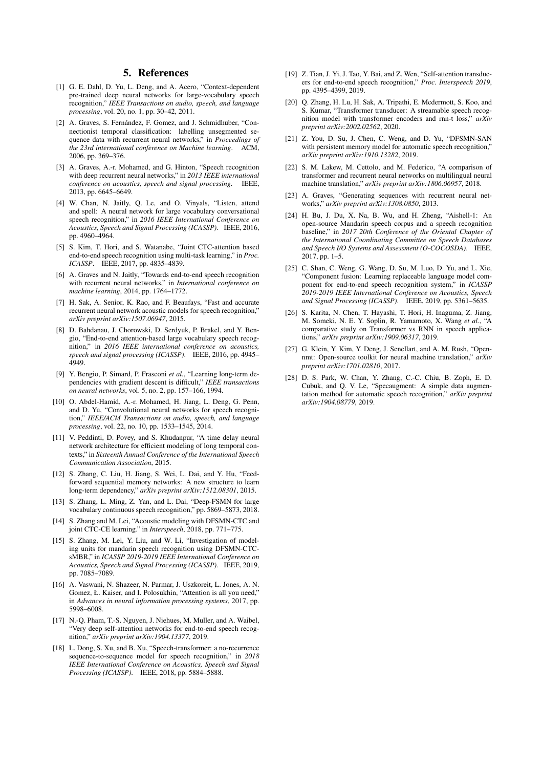## 5. References

[1] G. E. Dahl, D. Yu, L. Deng, and A. Acero, "Context-dependent pre-trained deep neural networks for large-vocabulary speech recognition," *IEEE Transactions on audio, speech, and language processing*, vol. 20, no. 1, pp. 30–42, 2011.

[2] A. Graves, S. Fernández, F. Gomez, and J. Schmidhuber, "Connectionist temporal classification: labelling unsegmented sequence data with recurrent neural networks," in *Proceedings of the 23rd international conference on Machine learning*. ACM, 2006, pp. 369–376.

[3] A. Graves, A.-r. Mohamed, and G. Hinton, "Speech recognition with deep recurrent neural networks," in *2013 IEEE international conference on acoustics, speech and signal processing*. IEEE, 2013, pp. 6645–6649.

[4] W. Chan, N. Jaitly, Q. Le, and O. Vinyals, "Listen, attend and spell: A neural network for large vocabulary conversational speech recognition," in *2016 IEEE International Conference on Acoustics, Speech and Signal Processing (ICASSP)*. IEEE, 2016, pp. 4960–4964.

[5] S. Kim, T. Hori, and S. Watanabe, "Joint CTC-attention based end-to-end speech recognition using multi-task learning," in *Proc. ICASSP*. IEEE, 2017, pp. 4835–4839.

[6] A. Graves and N. Jaitly, "Towards end-to-end speech recognition with recurrent neural networks," in *International conference on machine learning*, 2014, pp. 1764–1772.

[7] H. Sak, A. Senior, K. Rao, and F. Beaufays, "Fast and accurate recurrent neural network acoustic models for speech recognition," *arXiv preprint arXiv:1507.06947*, 2015.

[8] D. Bahdanau, J. Chorowski, D. Serdyuk, P. Brakel, and Y. Bengio, "End-to-end attention-based large vocabulary speech recognition," in *2016 IEEE international conference on acoustics, speech and signal processing (ICASSP)*. IEEE, 2016, pp. 4945–4949.

[9] Y. Bengio, P. Simard, P. Frasconi *et al.*, "Learning long-term dependencies with gradient descent is difficult," *IEEE transactions on neural networks*, vol. 5, no. 2, pp. 157–166, 1994.

[10] O. Abdel-Hamid, A.-r. Mohamed, H. Jiang, L. Deng, G. Penn, and D. Yu, "Convolutional neural networks for speech recognition," *IEEE/ACM Transactions on audio, speech, and language processing*, vol. 22, no. 10, pp. 1533–1545, 2014.

[11] V. Peddinti, D. Povey, and S. Khudanpur, "A time delay neural network architecture for efficient modeling of long temporal contexts," in *Sixteenth Annual Conference of the International Speech Communication Association*, 2015.

[12] S. Zhang, C. Liu, H. Jiang, S. Wei, L. Dai, and Y. Hu, "Feedforward sequential memory networks: A new structure to learn long-term dependency," *arXiv preprint arXiv:1512.08301*, 2015.

[13] S. Zhang, L. Ming, Z. Yan, and L. Dai, "Deep-FSMN for large vocabulary continuous speech recognition," pp. 5869–5873, 2018.

[14] S. Zhang and M. Lei, "Acoustic modeling with DFSMN-CTC and joint CTC-CE learning." in *Interspeech*, 2018, pp. 771–775.

[15] S. Zhang, M. Lei, Y. Liu, and W. Li, "Investigation of modeling units for mandarin speech recognition using DFSMN-CTC-sMBR," in *ICASSP 2019-2019 IEEE International Conference on Acoustics, Speech and Signal Processing (ICASSP)*. IEEE, 2019, pp. 7085–7089.

[16] A. Vaswani, N. Shazeer, N. Parmar, J. Uszkoreit, L. Jones, A. N. Gomez, Ł. Kaiser, and I. Polosukhin, "Attention is all you need," in *Advances in neural information processing systems*, 2017, pp. 5998–6008.

[17] N.-Q. Pham, T.-S. Nguyen, J. Niehues, M. Muller, and A. Waibel, "Very deep self-attention networks for end-to-end speech recognition," *arXiv preprint arXiv:1904.13377*, 2019.

[18] L. Dong, S. Xu, and B. Xu, "Speech-transformer: a no-recurrence sequence-to-sequence model for speech recognition," in *2018 IEEE International Conference on Acoustics, Speech and Signal Processing (ICASSP)*. IEEE, 2018, pp. 5884–5888.

[19] Z. Tian, J. Yi, J. Tao, Y. Bai, and Z. Wen, "Self-attention transducers for end-to-end speech recognition," *Proc. Interspeech 2019*, pp. 4395–4399, 2019.

[20] Q. Zhang, H. Lu, H. Sak, A. Tripathi, E. Mcdermott, S. Koo, and S. Kumar, "Transformer transducer: A streamable speech recognition model with transformer encoders and rnn-t loss," *arXiv preprint arXiv:2002.02562*, 2020.

[21] Z. You, D. Su, J. Chen, C. Weng, and D. Yu, "DFSMN-SAN with persistent memory model for automatic speech recognition," *arXiv preprint arXiv:1910.13282*, 2019.

[22] S. M. Lakew, M. Cettolo, and M. Federico, "A comparison of transformer and recurrent neural networks on multilingual neural machine translation," *arXiv preprint arXiv:1806.06957*, 2018.

[23] A. Graves, "Generating sequences with recurrent neural networks," *arXiv preprint arXiv:1308.0850*, 2013.

[24] H. Bu, J. Du, X. Na, B. Wu, and H. Zheng, "Aishell-1: An open-source Mandarin speech corpus and a speech recognition baseline," in *2017 20th Conference of the Oriental Chapter of the International Coordinating Committee on Speech Databases and Speech I/O Systems and Assessment (O-COCOSDA)*. IEEE, 2017, pp. 1–5.

[25] C. Shan, C. Weng, G. Wang, D. Su, M. Luo, D. Yu, and L. Xie, "Component fusion: Learning replaceable language model component for end-to-end speech recognition system," in *ICASSP 2019-2019 IEEE International Conference on Acoustics, Speech and Signal Processing (ICASSP)*. IEEE, 2019, pp. 5361–5635.

[26] S. Karita, N. Chen, T. Hayashi, T. Hori, H. Inaguma, Z. Jiang, M. Someki, N. E. Y. Soplin, R. Yamamoto, X. Wang *et al.*, "A comparative study on Transformer vs RNN in speech applications," *arXiv preprint arXiv:1909.06317*, 2019.

[27] G. Klein, Y. Kim, Y. Deng, J. Senellart, and A. M. Rush, "Opennmt: Open-source toolkit for neural machine translation," *arXiv preprint arXiv:1701.02810*, 2017.

[28] D. S. Park, W. Chan, Y. Zhang, C.-C. Chiu, B. Zoph, E. D. Cubuk, and Q. V. Le, "Specaugment: A simple data augmentation method for automatic speech recognition," *arXiv preprint arXiv:1904.08779*, 2019.